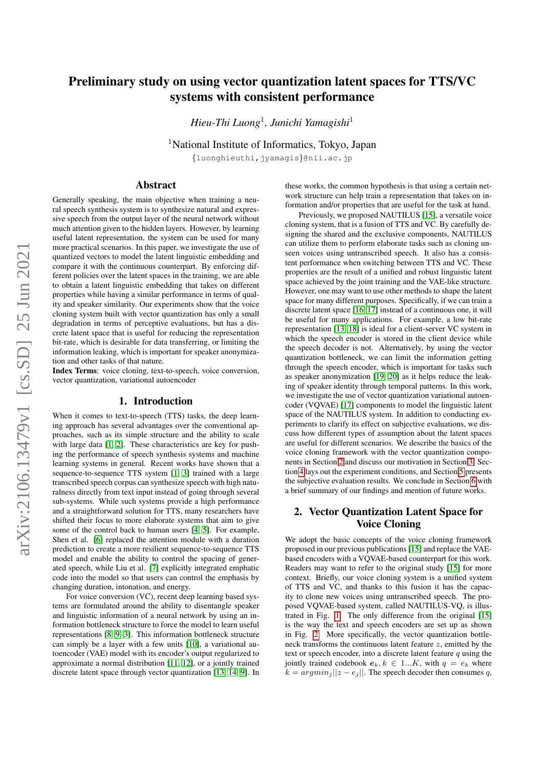# Preliminary study on using vector quantization latent spaces for TTS/VC systems with consistent performance

*Hieu-Thi Luong*[1], *Junichi Yamagishi*[1]

[1]National Institute of Informatics, Tokyo, Japan

{luonghieuthi,jyamagis}@nii.ac.jp

## Abstract

Generally speaking, the main objective when training a neural speech synthesis system is to synthesize natural and expressive speech from the output layer of the neural network without much attention given to the hidden layers. However, by learning useful latent representation, the system can be used for many more practical scenarios. In this paper, we investigate the use of quantized vectors to model the latent linguistic embedding and compare it with the continuous counterpart. By enforcing different policies over the latent spaces in the training, we are able to obtain a latent linguistic embedding that takes on different properties while having a similar performance in terms of quality and speaker similarity. Our experiments show that the voice cloning system built with vector quantization has only a small degradation in terms of perceptive evaluations, but has a discrete latent space that is useful for reducing the representation bit-rate, which is desirable for data transferring, or limiting the information leaking, which is important for speaker anonymization and other tasks of that nature.

**Index Terms**: voice cloning, text-to-speech, voice conversion, vector quantization, variational autoencoder

## 1. Introduction

When it comes to text-to-speech (TTS) tasks, the deep learning approach has several advantages over the conventional approaches, such as its simple structure and the ability to scale with large data [1, 2]. These characteristics are key for pushing the performance of speech synthesis systems and machine learning systems in general. Recent works have shown that a sequence-to-sequence TTS system [1, 3] trained with a large transcribed speech corpus can synthesize speech with high naturalness directly from text input instead of going through several sub-systems. While such systems provide a high performance and a straightforward solution for TTS, many researchers have shifted their focus to more elaborate systems that aim to give some of the control back to human users [4, 5]. For example, Shen et al. [6] replaced the attention module with a duration prediction to create a more resilient sequence-to-sequence TTS model and enable the ability to control the spacing of generated speech, while Liu et al. [7] explicitly integrated emphatic code into the model so that users can control the emphasis by changing duration, intonation, and energy.

For voice conversion (VC), recent deep learning based systems are formulated around the ability to disentangle speaker and linguistic information of a neural network by using an information bottleneck structure to force the model to learn useful representations [8, 9, 3]. This information bottleneck structure can simply be a layer with a few units [10], a variational autoencoder (VAE) model with its encoder's output regularized to approximate a normal distribution [11, 12], or a jointly trained discrete latent space through vector quantization [13, 14, 9]. In these works, the common hypothesis is that using a certain network structure can help train a representation that takes on information and/or properties that are useful for the task at hand.

Previously, we proposed NAUTILUS [15], a versatile voice cloning system, that is a fusion of TTS and VC. By carefully designing the shared and the exclusive components, NAUTILUS can utilize them to perform elaborate tasks such as cloning unseen voices using untranscribed speech. It also has a consistent performance when switching between TTS and VC. These properties are the result of a unified and robust linguistic latent space achieved by the joint training and the VAE-like structure. However, one may want to use other methods to shape the latent space for many different purposes. Specifically, if we can train a discrete latent space [16, 17] instead of a continuous one, it will be useful for many applications. For example, a low bit-rate representation [13, 18] is ideal for a client-server VC system in which the speech encoder is stored in the client device while the speech decoder is not. Alternatively, by using the vector quantization bottleneck, we can limit the information getting through the speech encoder, which is important for tasks such as speaker anonymization [19, 20] as it helps reduce the leaking of speaker identity through temporal patterns. In this work, we investigate the use of vector quantization variational autoencoder (VQVAE) [17] components to model the linguistic latent space of the NAUTILUS system. In addition to conducting experiments to clarify its effect on subjective evaluations, we discuss how different types of assumption about the latent spaces are useful for different scenarios. We describe the basics of the voice cloning framework with the vector quantization components in Section 2 and discuss our motivation in Section 3. Section 4 lays out the experiment conditions, and Section 5 presents the subjective evaluation results. We conclude in Section 6 with a brief summary of our findings and mention of future works.

## 2. Vector Quantization Latent Space for Voice Cloning

We adopt the basic concepts of the voice cloning framework proposed in our previous publications [15] and replace the VAE-based encoders with a VQVAE-based counterpart for this work. Readers may want to refer to the original study [15] for more context. Briefly, our voice cloning system is a unified system of TTS and VC, and thanks to this fusion it has the capacity to clone new voices using untranscribed speech. The proposed VQVAE-based system, called NAUTILUS-VQ, is illustrated in Fig. 1. The only difference from the original [15] is the way the text and speech encoders are set up as shown in Fig. 2. More specifically, the vector quantization bottleneck transforms the continuous latent feature $z$, emitted by the text or speech encoder, into a discrete latent feature $q$ using the jointly trained codebook $\boldsymbol{e}_k, k \in 1...K$, with $q = e_k$ where $k = argmin_j||z - e_j||$. The speech decoder then consumes $q$,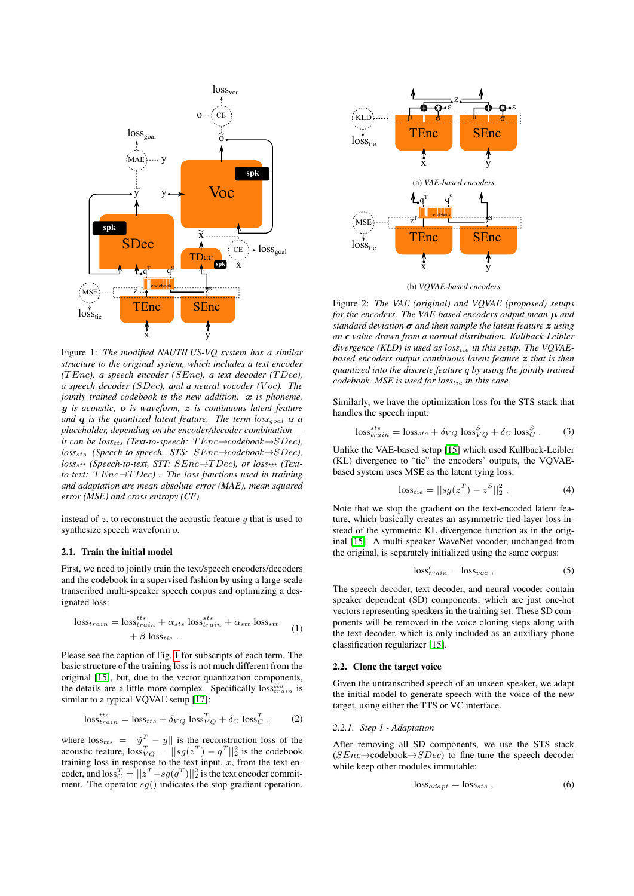Figure 1: *The modified NAUTILUS-VQ system has a similar structure to the original system, which includes a text encoder ($TEnc$), a speech encoder ($SEnc$), a text decoder ($TDec$), a speech decoder ($SDec$), and a neural vocoder ($Voc$). The jointly trained codebook is the new addition. $\boldsymbol{x}$ is phoneme, $\boldsymbol{y}$ is acoustic, $\boldsymbol{o}$ is waveform, $\boldsymbol{z}$ is continuous latent feature and $\boldsymbol{q}$ is the quantized latent feature. The term $loss_{goal}$ is a placeholder, depending on the encoder/decoder combination — it can be $loss_{tts}$ (Text-to-speech: $TEnc$→codebook→$SDec$), $loss_{sts}$ (Speech-to-speech, STS: $SEnc$→codebook→$SDec$), $loss_{stt}$ (Speech-to-text, STT: $SEnc$→$TDec$), or $loss_{ttt}$ (Text-to-text: $TEnc$→$TDec$) . The loss functions used in training and adaptation are mean absolute error (MAE), mean squared error (MSE) and cross entropy (CE).*

instead of $z$, to reconstruct the acoustic feature $y$ that is used to synthesize speech waveform $o$.

### 2.1. Train the initial model

First, we need to jointly train the text/speech encoders/decoders and the codebook in a supervised fashion by using a large-scale transcribed multi-speaker speech corpus and optimizing a designated loss:

$$\text{loss}_{train} = \text{loss}^{tts}_{train} + \alpha_{sts}\,\text{loss}^{sts}_{train} + \alpha_{stt}\,\text{loss}_{stt} + \beta\,\text{loss}_{tie}\ . \quad (1)$$

Please see the caption of Fig. 1 for subscripts of each term. The basic structure of the training loss is not much different from the original [15], but, due to the vector quantization components, the details are a little more complex. Specifically $\text{loss}^{tts}_{train}$ is similar to a typical VQVAE setup [17]:

$$\text{loss}^{tts}_{train} = \text{loss}_{tts} + \delta_{VQ}\,\text{loss}^{T}_{VQ} + \delta_{C}\,\text{loss}^{T}_{C}\ . \quad (2)$$

where $\text{loss}_{tts} = ||\tilde{y}^{T} - y||$ is the reconstruction loss of the acoustic feature, $\text{loss}^{T}_{VQ} = ||sg(z^{T}) - q^{T}||^{2}_{2}$ is the codebook training loss in response to the text input, $x$, from the text encoder, and $\text{loss}^{T}_{C} = ||z^{T} - sg(q^{T})||^{2}_{2}$ is the text encoder commitment. The operator $sg()$ indicates the stop gradient operation.

(a) *VAE-based encoders*

(b) *VQVAE-based encoders*

Figure 2: *The VAE (original) and VQVAE (proposed) setups for the encoders. The VAE-based encoders output mean $\boldsymbol{\mu}$ and standard deviation $\boldsymbol{\sigma}$ and then sample the latent feature $\boldsymbol{z}$ using an $\boldsymbol{\epsilon}$ value drawn from a normal distribution. Kullback-Leibler divergence (KLD) is used as $loss_{tie}$ in this setup. The VQVAE-based encoders output continuous latent feature $\boldsymbol{z}$ that is then quantized into the discrete feature q by using the jointly trained codebook. MSE is used for $loss_{tie}$ in this case.*

Similarly, we have the optimization loss for the STS stack that handles the speech input:

$$\text{loss}^{sts}_{train} = \text{loss}_{sts} + \delta_{VQ}\,\text{loss}^{S}_{VQ} + \delta_{C}\,\text{loss}^{S}_{C}\ . \quad (3)$$

Unlike the VAE-based setup [15] which used Kullback-Leibler (KL) divergence to "tie" the encoders' outputs, the VQVAE-based system uses MSE as the latent tying loss:

$$\text{loss}_{tie} = ||sg(z^{T}) - z^{S}||^{2}_{2}\ . \quad (4)$$

Note that we stop the gradient on the text-encoded latent feature, which basically creates an asymmetric tied-layer loss instead of the symmetric KL divergence function as in the original [15]. A multi-speaker WaveNet vocoder, unchanged from the original, is separately initialized using the same corpus:

$$\text{loss}'_{train} = \text{loss}_{voc}\ , \quad (5)$$

The speech decoder, text decoder, and neural vocoder contain speaker dependent (SD) components, which are just one-hot vectors representing speakers in the training set. These SD components will be removed in the voice cloning steps along with the text decoder, which is only included as an auxiliary phone classification regularizer [15].

### 2.2. Clone the target voice

Given the untranscribed speech of an unseen speaker, we adapt the initial model to generate speech with the voice of the new target, using either the TTS or VC interface.

#### 2.2.1. Step 1 - Adaptation

After removing all SD components, we use the STS stack ($SEnc$→codebook→$SDec$) to fine-tune the speech decoder while keep other modules immutable:

$$\text{loss}_{adapt} = \text{loss}_{sts}\ , \quad (6)$$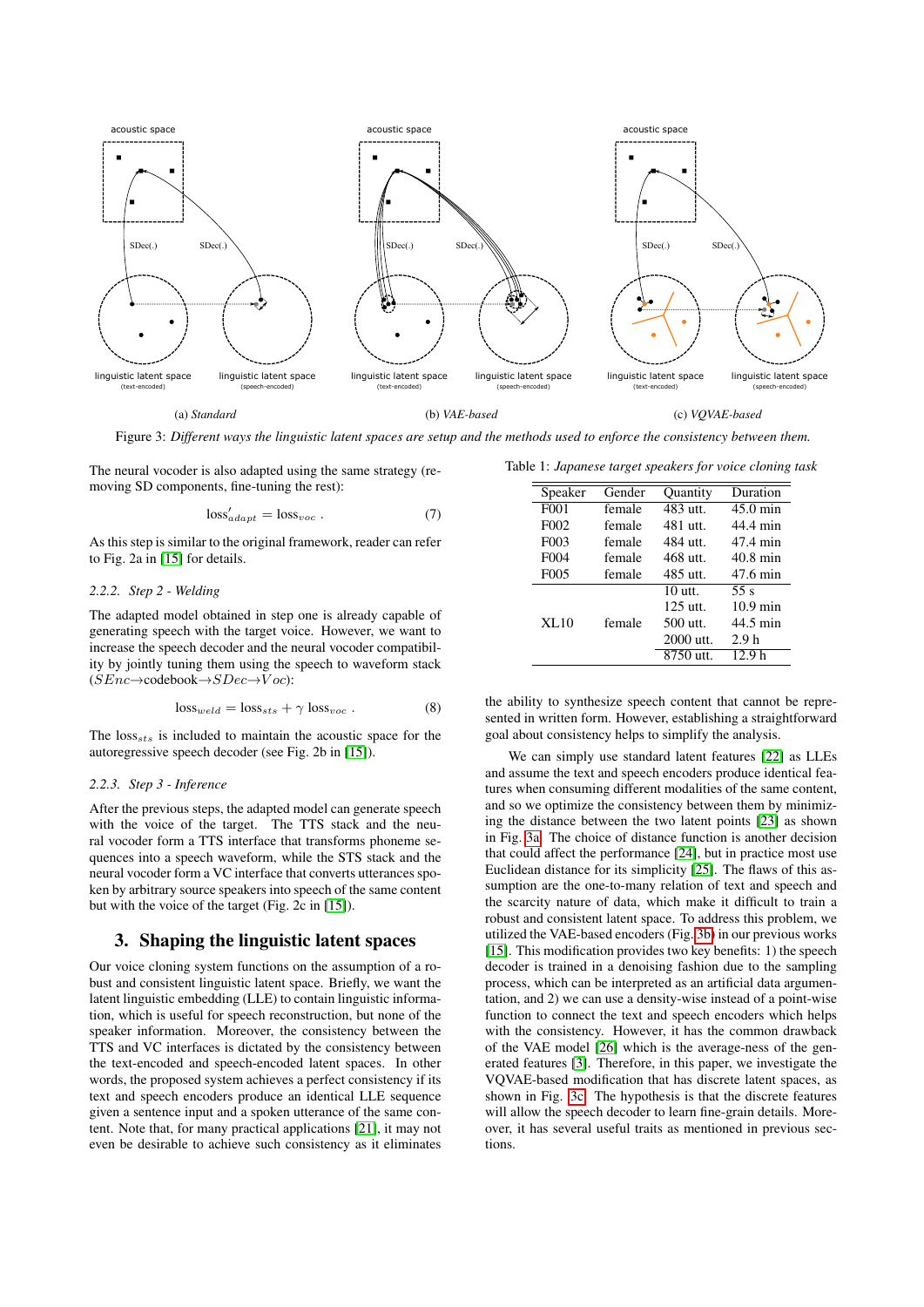Figure 3: *Different ways the linguistic latent spaces are setup and the methods used to enforce the consistency between them.*

The neural vocoder is also adapted using the same strategy (removing SD components, fine-tuning the rest):

$$\text{loss}'_{adapt} = \text{loss}_{voc} \; . \tag{7}$$

As this step is similar to the original framework, reader can refer to Fig. 2a in [15] for details.

#### 2.2.2. Step 2 - Welding

The adapted model obtained in step one is already capable of generating speech with the target voice. However, we want to increase the speech decoder and the neural vocoder compatibility by jointly tuning them using the speech to waveform stack ($SEnc$→codebook→$SDec$→$Voc$):

$$\text{loss}_{weld} = \text{loss}_{sts} + \gamma \; \text{loss}_{voc} \; . \tag{8}$$

The $\text{loss}_{sts}$ is included to maintain the acoustic space for the autoregressive speech decoder (see Fig. 2b in [15]).

#### 2.2.3. Step 3 - Inference

After the previous steps, the adapted model can generate speech with the voice of the target. The TTS stack and the neural vocoder form a TTS interface that transforms phoneme sequences into a speech waveform, while the STS stack and the neural vocoder form a VC interface that converts utterances spoken by arbitrary source speakers into speech of the same content but with the voice of the target (Fig. 2c in [15]).

## 3. Shaping the linguistic latent spaces

Our voice cloning system functions on the assumption of a robust and consistent linguistic latent space. Briefly, we want the latent linguistic embedding (LLE) to contain linguistic information, which is useful for speech reconstruction, but none of the speaker information. Moreover, the consistency between the TTS and VC interfaces is dictated by the consistency between the text-encoded and speech-encoded latent spaces. In other words, the proposed system achieves a perfect consistency if its text and speech encoders produce an identical LLE sequence given a sentence input and a spoken utterance of the same content. Note that, for many practical applications [21], it may not even be desirable to achieve such consistency as it eliminates the ability to synthesize speech content that cannot be represented in written form. However, establishing a straightforward goal about consistency helps to simplify the analysis.

Table 1: *Japanese target speakers for voice cloning task*

| Speaker | Gender | Quantity | Duration |
|---|---|---|---|
| F001 | female | 483 utt. | 45.0 min |
| F002 | female | 481 utt. | 44.4 min |
| F003 | female | 484 utt. | 47.4 min |
| F004 | female | 468 utt. | 40.8 min |
| F005 | female | 485 utt. | 47.6 min |
| XL10 | female | 10 utt. | 55 s |
| | | 125 utt. | 10.9 min |
| | | 500 utt. | 44.5 min |
| | | 2000 utt. | 2.9 h |
| | | 8750 utt. | 12.9 h |

We can simply use standard latent features [22] as LLEs and assume the text and speech encoders produce identical features when consuming different modalities of the same content, and so we optimize the consistency between them by minimizing the distance between the two latent points [23] as shown in Fig. 3a. The choice of distance function is another decision that could affect the performance [24], but in practice most use Euclidean distance for its simplicity [25]. The flaws of this assumption are the one-to-many relation of text and speech and the scarcity nature of data, which make it difficult to train a robust and consistent latent space. To address this problem, we utilized the VAE-based encoders (Fig. 3b) in our previous works [15]. This modification provides two key benefits: 1) the speech decoder is trained in a denoising fashion due to the sampling process, which can be interpreted as an artificial data argumentation, and 2) we can use a density-wise instead of a point-wise function to connect the text and speech encoders which helps with the consistency. However, it has the common drawback of the VAE model [26] which is the average-ness of the generated features [3]. Therefore, in this paper, we investigate the VQVAE-based modification that has discrete latent spaces, as shown in Fig. 3c. The hypothesis is that the discrete features will allow the speech decoder to learn fine-grain details. Moreover, it has several useful traits as mentioned in previous sections.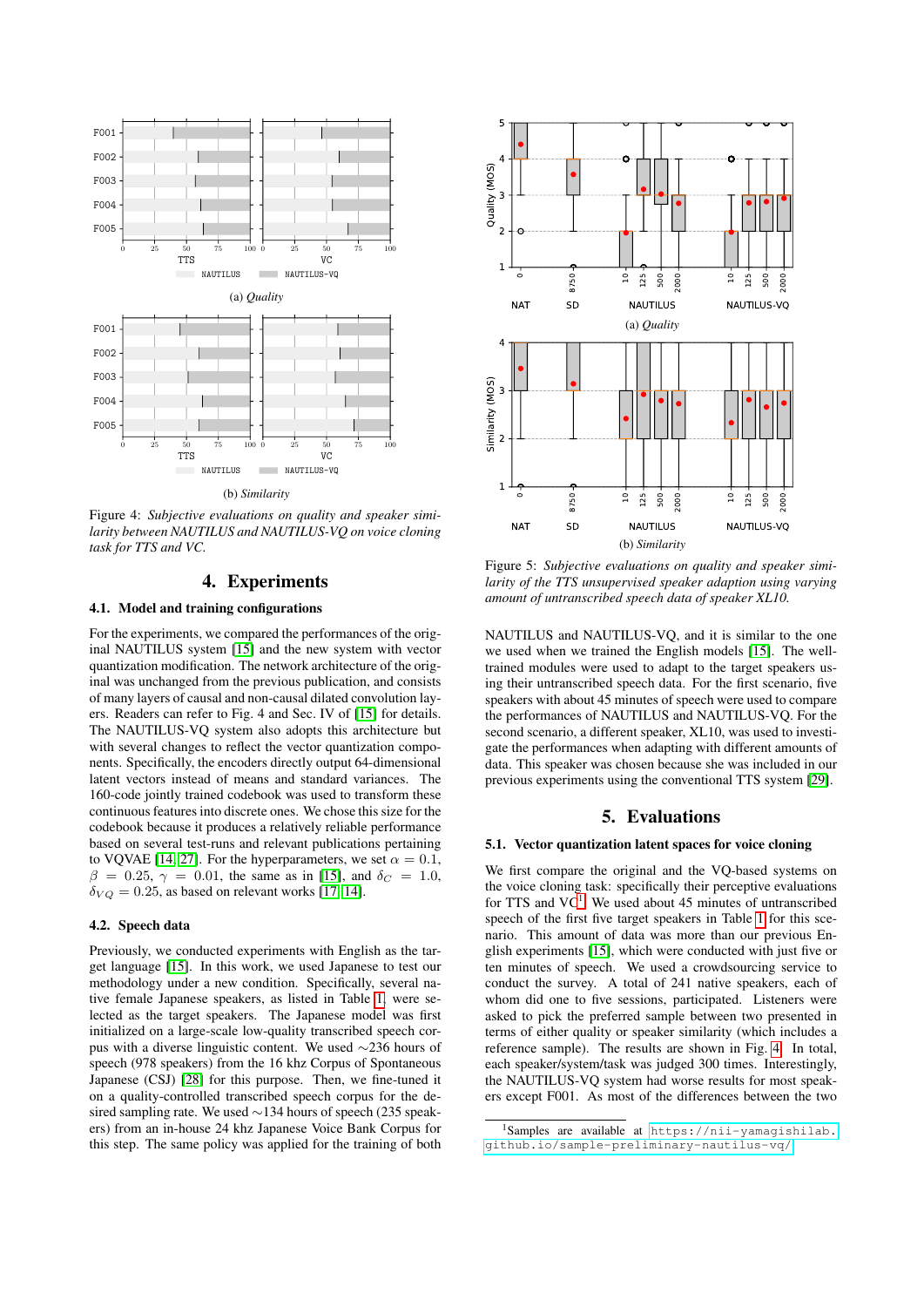(a) *Quality*

(b) *Similarity*

Figure 4: *Subjective evaluations on quality and speaker similarity between NAUTILUS and NAUTILUS-VQ on voice cloning task for TTS and VC.*

(a) *Quality*

(b) *Similarity*

Figure 5: *Subjective evaluations on quality and speaker similarity of the TTS unsupervised speaker adaption using varying amount of untranscribed speech data of speaker XL10.*

# 4. Experiments

## 4.1. Model and training configurations

For the experiments, we compared the performances of the original NAUTILUS system [15] and the new system with vector quantization modification. The network architecture of the original was unchanged from the previous publication, and consists of many layers of causal and non-causal dilated convolution layers. Readers can refer to Fig. 4 and Sec. IV of [15] for details. The NAUTILUS-VQ system also adopts this architecture but with several changes to reflect the vector quantization components. Specifically, the encoders directly output 64-dimensional latent vectors instead of means and standard variances. The 160-code jointly trained codebook was used to transform these continuous features into discrete ones. We chose this size for the codebook because it produces a relatively reliable performance based on several test-runs and relevant publications pertaining to VQVAE [14, 27]. For the hyperparameters, we set $\alpha = 0.1$, $\beta = 0.25$, $\gamma = 0.01$, the same as in [15], and $\delta_C = 1.0$, $\delta_{VQ} = 0.25$, as based on relevant works [17, 14].

## 4.2. Speech data

Previously, we conducted experiments with English as the target language [15]. In this work, we used Japanese to test our methodology under a new condition. Specifically, several native female Japanese speakers, as listed in Table 1, were selected as the target speakers. The Japanese model was first initialized on a large-scale low-quality transcribed speech corpus with a diverse linguistic content. We used ∼236 hours of speech (978 speakers) from the 16 khz Corpus of Spontaneous Japanese (CSJ) [28] for this purpose. Then, we fine-tuned it on a quality-controlled transcribed speech corpus for the desired sampling rate. We used ∼134 hours of speech (235 speakers) from an in-house 24 khz Japanese Voice Bank Corpus for this step. The same policy was applied for the training of both NAUTILUS and NAUTILUS-VQ, and it is similar to the one we used when we trained the English models [15]. The well-trained modules were used to adapt to the target speakers using their untranscribed speech data. For the first scenario, five speakers with about 45 minutes of speech were used to compare the performances of NAUTILUS and NAUTILUS-VQ. For the second scenario, a different speaker, XL10, was used to investigate the performances when adapting with different amounts of data. This speaker was chosen because she was included in our previous experiments using the conventional TTS system [29].

# 5. Evaluations

## 5.1. Vector quantization latent spaces for voice cloning

We first compare the original and the VQ-based systems on the voice cloning task: specifically their perceptive evaluations for TTS and VC[1]. We used about 45 minutes of untranscribed speech of the first five target speakers in Table 1 for this scenario. This amount of data was more than our previous English experiments [15], which were conducted with just five or ten minutes of speech. We used a crowdsourcing service to conduct the survey. A total of 241 native speakers, each of whom did one to five sessions, participated. Listeners were asked to pick the preferred sample between two presented in terms of either quality or speaker similarity (which includes a reference sample). The results are shown in Fig. 4. In total, each speaker/system/task was judged 300 times. Interestingly, the NAUTILUS-VQ system had worse results for most speakers except F001. As most of the differences between the two

[1]Samples are available at https://nii-yamagishilab.github.io/sample-preliminary-nautilus-vq/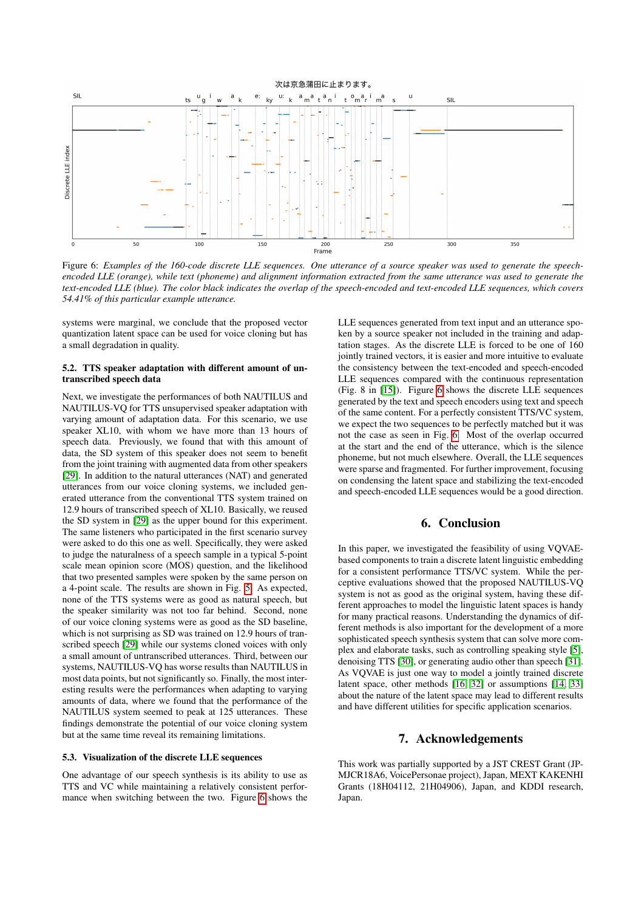Figure 6: *Examples of the 160-code discrete LLE sequences. One utterance of a source speaker was used to generate the speech-encoded LLE (orange), while text (phoneme) and alignment information extracted from the same utterance was used to generate the text-encoded LLE (blue). The color black indicates the overlap of the speech-encoded and text-encoded LLE sequences, which covers 54.41% of this particular example utterance.*

systems were marginal, we conclude that the proposed vector quantization latent space can be used for voice cloning but has a small degradation in quality.

### 5.2. TTS speaker adaptation with different amount of untranscribed speech data

Next, we investigate the performances of both NAUTILUS and NAUTILUS-VQ for TTS unsupervised speaker adaptation with varying amount of adaptation data. For this scenario, we use speaker XL10, with whom we have more than 13 hours of speech data. Previously, we found that with this amount of data, the SD system of this speaker does not seem to benefit from the joint training with augmented data from other speakers [29]. In addition to the natural utterances (NAT) and generated utterances from our voice cloning systems, we included generated utterance from the conventional TTS system trained on 12.9 hours of transcribed speech of XL10. Basically, we reused the SD system in [29] as the upper bound for this experiment. The same listeners who participated in the first survey were asked to do this one as well. Specifically, they were asked to judge the naturalness of a speech sample in a typical 5-point scale mean opinion score (MOS) question, and the likelihood that two presented samples were spoken by the same person on a 4-point scale. The results are shown in Fig. 5. As expected, none of the TTS systems were as good as natural speech, but the speaker similarity was not too far behind. Second, none of our voice cloning systems were as good as the SD baseline, which is not surprising as SD was trained on 12.9 hours of transcribed speech [29] while our systems cloned voices with only a small amount of untranscribed utterances. Third, between our systems, NAUTILUS-VQ has worse results than NAUTILUS in most data points, but not significantly so. Finally, the most interesting results were the performances when adapting to varying amounts of data, where we found that the performance of the NAUTILUS system seemed to peak at 125 utterances. These findings demonstrate the potential of our voice cloning system but at the same time reveal its remaining limitations.

### 5.3. Visualization of the discrete LLE sequences

One advantage of our speech synthesis is its ability to use as TTS and VC while maintaining a relatively consistent performance when switching between the two. Figure 6 shows the LLE sequences generated from text input and an utterance spoken by a source speaker not included in the training and adaptation stages. As the discrete LLE is forced to be one of 160 jointly trained vectors, it is easier and more intuitive to evaluate the consistency between the text-encoded and speech-encoded LLE sequences compared with the continuous representation (Fig. 8 in [15]). Figure 6 shows the discrete LLE sequences generated by the text and speech encoders using text and speech of the same content. For a perfectly consistent TTS/VC system, we expect the two sequences to be perfectly matched but it was not the case as seen in Fig. 6. Most of the overlap occurred at the start and the end of the utterance, which is the silence phoneme, but not much elsewhere. Overall, the LLE sequences were sparse and fragmented. For further improvement, focusing on condensing the latent space and stabilizing the text-encoded and speech-encoded LLE sequences would be a good direction.

## 6. Conclusion

In this paper, we investigated the feasibility of using VQVAE-based components to train a discrete latent linguistic embedding for a consistent performance TTS/VC system. While the perceptive evaluations showed that the proposed NAUTILUS-VQ system is not as good as the original system, having these different approaches to model the linguistic latent spaces is handy for many practical reasons. Understanding the dynamics of different methods is also important for the development of a more sophisticated speech synthesis system that can solve more complex and elaborate tasks, such as controlling speaking style [5], denoising TTS [30], or generating audio other than speech [31]. As VQVAE is just one way to model a jointly trained discrete latent space, other methods [16] [32] or assumptions [14, 33] about the nature of the latent space may lead to different results and have different utilities for specific application scenarios.

## 7. Acknowledgements

This work was partially supported by a JST CREST Grant (JPMJCR18A6, VoicePersonae project), Japan, MEXT KAKENHI Grants (18H04112, 21H04906), Japan, and KDDI research, Japan.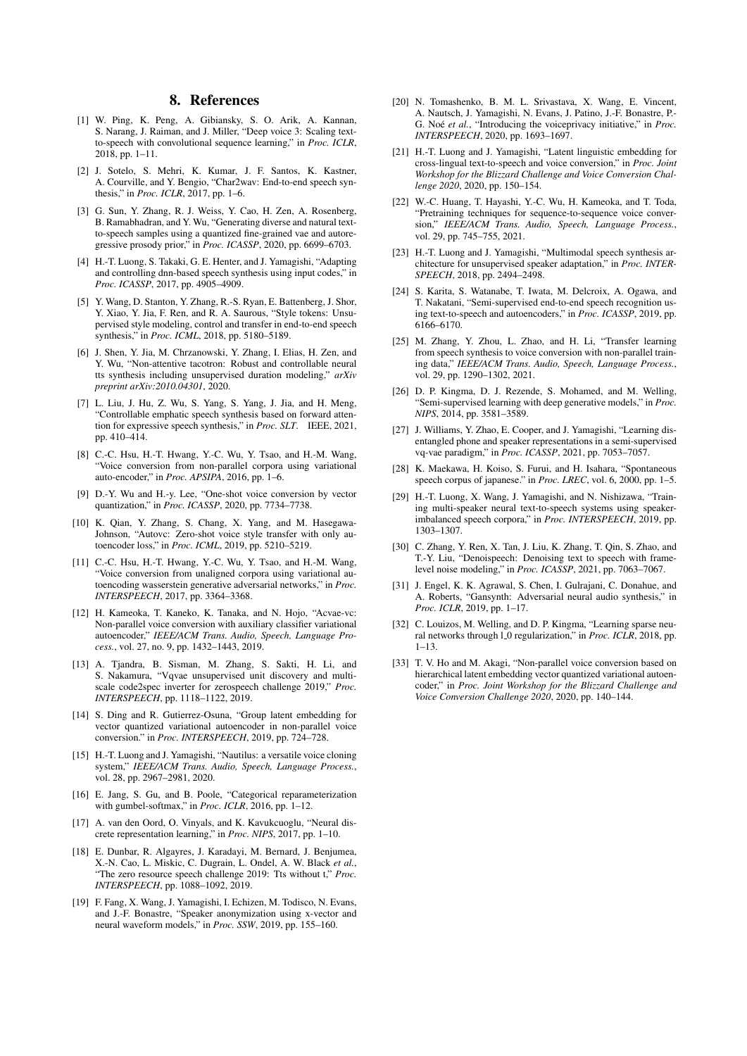## 8. References

[1] W. Ping, K. Peng, A. Gibiansky, S. O. Arik, A. Kannan, S. Narang, J. Raiman, and J. Miller, "Deep voice 3: Scaling text-to-speech with convolutional sequence learning," in *Proc. ICLR*, 2018, pp. 1–11.

[2] J. Sotelo, S. Mehri, K. Kumar, J. F. Santos, K. Kastner, A. Courville, and Y. Bengio, "Char2wav: End-to-end speech synthesis," in *Proc. ICLR*, 2017, pp. 1–6.

[3] G. Sun, Y. Zhang, R. J. Weiss, Y. Cao, H. Zen, A. Rosenberg, B. Ramabhadran, and Y. Wu, "Generating diverse and natural text-to-speech samples using a quantized fine-grained vae and autoregressive prosody prior," in *Proc. ICASSP*, 2020, pp. 6699–6703.

[4] H.-T. Luong, S. Takaki, G. E. Henter, and J. Yamagishi, "Adapting and controlling dnn-based speech synthesis using input codes," in *Proc. ICASSP*, 2017, pp. 4905–4909.

[5] Y. Wang, D. Stanton, Y. Zhang, R.-S. Ryan, E. Battenberg, J. Shor, Y. Xiao, Y. Jia, F. Ren, and R. A. Saurous, "Style tokens: Unsupervised style modeling, control and transfer in end-to-end speech synthesis," in *Proc. ICML*, 2018, pp. 5180–5189.

[6] J. Shen, Y. Jia, M. Chrzanowski, Y. Zhang, I. Elias, H. Zen, and Y. Wu, "Non-attentive tacotron: Robust and controllable neural tts synthesis including unsupervised duration modeling," *arXiv preprint arXiv:2010.04301*, 2020.

[7] L. Liu, J. Hu, Z. Wu, S. Yang, S. Yang, J. Jia, and H. Meng, "Controllable emphatic speech synthesis based on forward attention for expressive speech synthesis," in *Proc. SLT*. IEEE, 2021, pp. 410–414.

[8] C.-C. Hsu, H.-T. Hwang, Y.-C. Wu, Y. Tsao, and H.-M. Wang, "Voice conversion from non-parallel corpora using variational auto-encoder," in *Proc. APSIPA*, 2016, pp. 1–6.

[9] D.-Y. Wu and H.-y. Lee, "One-shot voice conversion by vector quantization," in *Proc. ICASSP*, 2020, pp. 7734–7738.

[10] K. Qian, Y. Zhang, S. Chang, X. Yang, and M. Hasegawa-Johnson, "Autovc: Zero-shot voice style transfer with only autoencoder loss," in *Proc. ICML*, 2019, pp. 5210–5219.

[11] C.-C. Hsu, H.-T. Hwang, Y.-C. Wu, Y. Tsao, and H.-M. Wang, "Voice conversion from unaligned corpora using variational autoencoding wasserstein generative adversarial networks," in *Proc. INTERSPEECH*, 2017, pp. 3364–3368.

[12] H. Kameoka, T. Kaneko, K. Tanaka, and N. Hojo, "Acvae-vc: Non-parallel voice conversion with auxiliary classifier variational autoencoder," *IEEE/ACM Trans. Audio, Speech, Language Process.*, vol. 27, no. 9, pp. 1432–1443, 2019.

[13] A. Tjandra, B. Sisman, M. Zhang, S. Sakti, H. Li, and S. Nakamura, "Vqvae unsupervised unit discovery and multi-scale code2spec inverter for zerospeech challenge 2019," *Proc. INTERSPEECH*, pp. 1118–1122, 2019.

[14] S. Ding and R. Gutierrez-Osuna, "Group latent embedding for vector quantized variational autoencoder in non-parallel voice conversion." in *Proc. INTERSPEECH*, 2019, pp. 724–728.

[15] H.-T. Luong and J. Yamagishi, "Nautilus: a versatile voice cloning system," *IEEE/ACM Trans. Audio, Speech, Language Process.*, vol. 28, pp. 2967–2981, 2020.

[16] E. Jang, S. Gu, and B. Poole, "Categorical reparameterization with gumbel-softmax," in *Proc. ICLR*, 2016, pp. 1–12.

[17] A. van den Oord, O. Vinyals, and K. Kavukcuoglu, "Neural discrete representation learning," in *Proc. NIPS*, 2017, pp. 1–10.

[18] E. Dunbar, R. Algayres, J. Karadayi, M. Bernard, J. Benjumea, X.-N. Cao, L. Miskic, C. Dugrain, L. Ondel, A. W. Black *et al.*, "The zero resource speech challenge 2019: Tts without t," *Proc. INTERSPEECH*, pp. 1088–1092, 2019.

[19] F. Fang, X. Wang, J. Yamagishi, I. Echizen, M. Todisco, N. Evans, and J.-F. Bonastre, "Speaker anonymization using x-vector and neural waveform models," in *Proc. SSW*, 2019, pp. 155–160.

[20] N. Tomashenko, B. M. L. Srivastava, X. Wang, E. Vincent, A. Nautsch, J. Yamagishi, N. Evans, J. Patino, J.-F. Bonastre, P.-G. Noé *et al.*, "Introducing the voiceprivacy initiative," in *Proc. INTERSPEECH*, 2020, pp. 1693–1697.

[21] H.-T. Luong and J. Yamagishi, "Latent linguistic embedding for cross-lingual text-to-speech and voice conversion," in *Proc. Joint Workshop for the Blizzard Challenge and Voice Conversion Challenge 2020*, 2020, pp. 150–154.

[22] W.-C. Huang, T. Hayashi, Y.-C. Wu, H. Kameoka, and T. Toda, "Pretraining techniques for sequence-to-sequence voice conversion," *IEEE/ACM Trans. Audio, Speech, Language Process.*, vol. 29, pp. 745–755, 2021.

[23] H.-T. Luong and J. Yamagishi, "Multimodal speech synthesis architecture for unsupervised speaker adaptation," in *Proc. INTERSPEECH*, 2018, pp. 2494–2498.

[24] S. Karita, S. Watanabe, T. Iwata, M. Delcroix, A. Ogawa, and T. Nakatani, "Semi-supervised end-to-end speech recognition using text-to-speech and autoencoders," in *Proc. ICASSP*, 2019, pp. 6166–6170.

[25] M. Zhang, Y. Zhou, L. Zhao, and H. Li, "Transfer learning from speech synthesis to voice conversion with non-parallel training data," *IEEE/ACM Trans. Audio, Speech, Language Process.*, vol. 29, pp. 1290–1302, 2021.

[26] D. P. Kingma, D. J. Rezende, S. Mohamed, and M. Welling, "Semi-supervised learning with deep generative models," in *Proc. NIPS*, 2014, pp. 3581–3589.

[27] J. Williams, Y. Zhao, E. Cooper, and J. Yamagishi, "Learning disentangled phone and speaker representations in a semi-supervised vq-vae paradigm," in *Proc. ICASSP*, 2021, pp. 7053–7057.

[28] K. Maekawa, H. Koiso, S. Furui, and H. Isahara, "Spontaneous speech corpus of japanese." in *Proc. LREC*, vol. 6, 2000, pp. 1–5.

[29] H.-T. Luong, X. Wang, J. Yamagishi, and N. Nishizawa, "Training multi-speaker neural text-to-speech systems using speaker-imbalanced speech corpora," in *Proc. INTERSPEECH*, 2019, pp. 1303–1307.

[30] C. Zhang, Y. Ren, X. Tan, J. Liu, K. Zhang, T. Qin, S. Zhao, and T.-Y. Liu, "Denoispeech: Denoising text to speech with frame-level noise modeling," in *Proc. ICASSP*, 2021, pp. 7063–7067.

[31] J. Engel, K. K. Agrawal, S. Chen, I. Gulrajani, C. Donahue, and A. Roberts, "Gansynth: Adversarial neural audio synthesis," in *Proc. ICLR*, 2019, pp. 1–17.

[32] C. Louizos, M. Welling, and D. P. Kingma, "Learning sparse neural networks through l_0 regularization," in *Proc. ICLR*, 2018, pp. 1–13.

[33] T. V. Ho and M. Akagi, "Non-parallel voice conversion based on hierarchical latent embedding vector quantized variational autoencoder," in *Proc. Joint Workshop for the Blizzard Challenge and Voice Conversion Challenge 2020*, 2020, pp. 140–144.